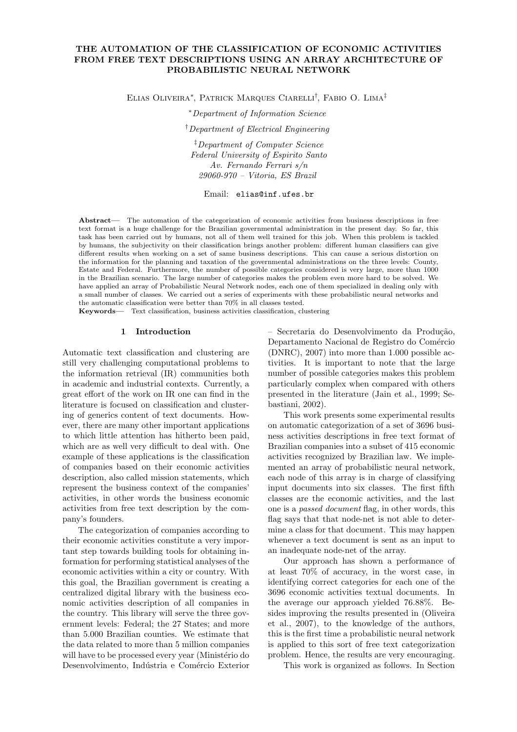# THE AUTOMATION OF THE CLASSIFICATION OF ECONOMIC ACTIVITIES FROM FREE TEXT DESCRIPTIONS USING AN ARRAY ARCHITECTURE OF PROBABILISTIC NEURAL NETWORK

Elias Oliveira[*], Patrick Marques Ciarelli[†], Fabio O. Lima[‡]

[*] *Department of Information Science*

[†] *Department of Electrical Engineering*

[‡] *Department of Computer Science*
*Federal University of Espirito Santo*
*Av. Fernando Ferrari s/n*
*29060-970 – Vitoria, ES Brazil*

Email: `elias@inf.ufes.br`

**Abstract**— The automation of the categorization of economic activities from business descriptions in free text format is a huge challenge for the Brazilian governmental administration in the present day. So far, this task has been carried out by humans, not all of them well trained for this job. When this problem is tackled by humans, the subjectivity on their classification brings another problem: different human classifiers can give different results when working on a set of same business descriptions. This can cause a serious distortion on the information for the planning and taxation of the governmental administrations on the three levels: County, Estate and Federal. Furthermore, the number of possible categories considered is very large, more than 1000 in the Brazilian scenario. The large number of categories makes the problem even more hard to be solved. We have applied an array of Probabilistic Neural Network nodes, each one of them specialized in dealing only with a small number of classes. We carried out a series of experiments with these probabilistic neural networks and the automatic classification were better than 70% in all classes tested.

**Keywords**— Text classification, business activities classification, clustering

## 1 Introduction

Automatic text classification and clustering are still very challenging computational problems to the information retrieval (IR) communities both in academic and industrial contexts. Currently, a great effort of the work on IR one can find in the literature is focused on classification and clustering of generics content of text documents. However, there are many other important applications to which little attention has hitherto been paid, which are as well very difficult to deal with. One example of these applications is the classification of companies based on their economic activities description, also called mission statements, which represent the business context of the companies' activities, in other words the business economic activities from free text description by the company's founders.

The categorization of companies according to their economic activities constitute a very important step towards building tools for obtaining information for performing statistical analyses of the economic activities within a city or country. With this goal, the Brazilian government is creating a centralized digital library with the business economic activities description of all companies in the country. This library will serve the three government levels: Federal; the 27 States; and more than 5.000 Brazilian counties. We estimate that the data related to more than 5 million companies will have to be processed every year (Ministério do Desenvolvimento, Indústria e Comércio Exterior – Secretaria do Desenvolvimento da Produção, Departamento Nacional de Registro do Comércio (DNRC), 2007) into more than 1.000 possible activities. It is important to note that the large number of possible categories makes this problem particularly complex when compared with others presented in the literature (Jain et al., 1999; Sebastiani, 2002).

This work presents some experimental results on automatic categorization of a set of 3696 business activities descriptions in free text format of Brazilian companies into a subset of 415 economic activities recognized by Brazilian law. We implemented an array of probabilistic neural network, each node of this array is in charge of classifying input documents into six classes. The first fifth classes are the economic activities, and the last one is a *passed document* flag, in other words, this flag says that that node-net is not able to determine a class for that document. This may happen whenever a text document is sent as an input to an inadequate node-net of the array.

Our approach has shown a performance of at least 70% of accuracy, in the worst case, in identifying correct categories for each one of the 3696 economic activities textual documents. In the average our approach yielded 76.88%. Besides improving the results presented in (Oliveira et al., 2007), to the knowledge of the authors, this is the first time a probabilistic neural network is applied to this sort of free text categorization problem. Hence, the results are very encouraging.

This work is organized as follows. In Section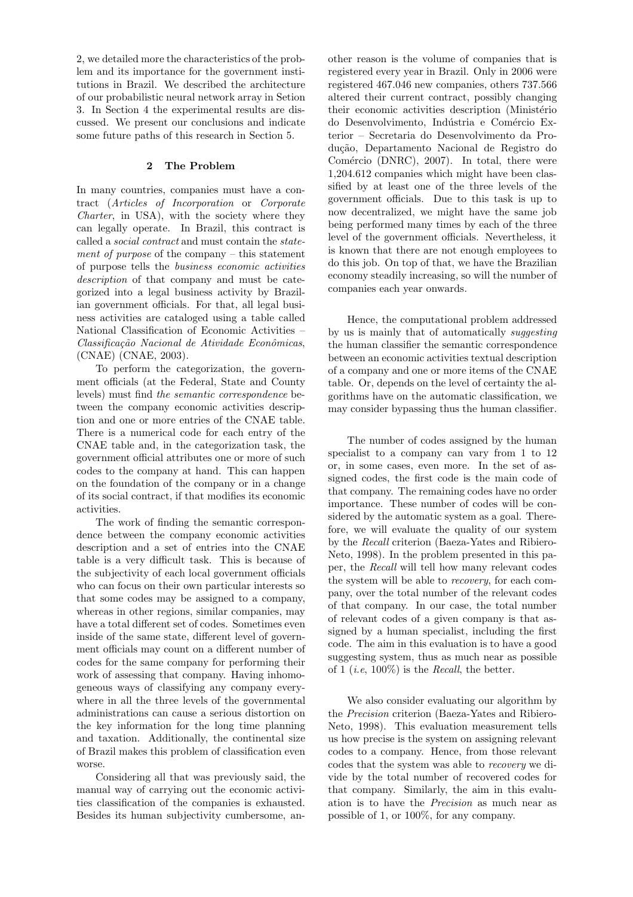2, we detailed more the characteristics of the problem and its importance for the government institutions in Brazil. We described the architecture of our probabilistic neural network array in Setion 3. In Section 4 the experimental results are discussed. We present our conclusions and indicate some future paths of this research in Section 5.

## 2 The Problem

In many countries, companies must have a contract (*Articles of Incorporation* or *Corporate Charter*, in USA), with the society where they can legally operate. In Brazil, this contract is called a *social contract* and must contain the *statement of purpose* of the company – this statement of purpose tells the *business economic activities description* of that company and must be categorized into a legal business activity by Brazilian government officials. For that, all legal business activities are cataloged using a table called National Classification of Economic Activities – *Classificação Nacional de Atividade Econômicas*, (CNAE) (CNAE, 2003).

To perform the categorization, the government officials (at the Federal, State and County levels) must find *the semantic correspondence* between the company economic activities description and one or more entries of the CNAE table. There is a numerical code for each entry of the CNAE table and, in the categorization task, the government official attributes one or more of such codes to the company at hand. This can happen on the foundation of the company or in a change of its social contract, if that modifies its economic activities.

The work of finding the semantic correspondence between the company economic activities description and a set of entries into the CNAE table is a very difficult task. This is because of the subjectivity of each local government officials who can focus on their own particular interests so that some codes may be assigned to a company, whereas in other regions, similar companies, may have a total different set of codes. Sometimes even inside of the same state, different level of government officials may count on a different number of codes for the same company for performing their work of assessing that company. Having inhomogeneous ways of classifying any company everywhere in all the three levels of the governmental administrations can cause a serious distortion on the key information for the long time planning and taxation. Additionally, the continental size of Brazil makes this problem of classification even worse.

Considering all that was previously said, the manual way of carrying out the economic activities classification of the companies is exhausted. Besides its human subjectivity cumbersome, another reason is the volume of companies that is registered every year in Brazil. Only in 2006 were registered 467.046 new companies, others 737.566 altered their current contract, possibly changing their economic activities description (Ministério do Desenvolvimento, Indústria e Comércio Exterior – Secretaria do Desenvolvimento da Produção, Departamento Nacional de Registro do Comércio (DNRC), 2007). In total, there were 1,204.612 companies which might have been classified by at least one of the three levels of the government officials. Due to this task is up to now decentralized, we might have the same job being performed many times by each of the three level of the government officials. Nevertheless, it is known that there are not enough employees to do this job. On top of that, we have the Brazilian economy steadily increasing, so will the number of companies each year onwards.

Hence, the computational problem addressed by us is mainly that of automatically *suggesting* the human classifier the semantic correspondence between an economic activities textual description of a company and one or more items of the CNAE table. Or, depends on the level of certainty the algorithms have on the automatic classification, we may consider bypassing thus the human classifier.

The number of codes assigned by the human specialist to a company can vary from 1 to 12 or, in some cases, even more. In the set of assigned codes, the first code is the main code of that company. The remaining codes have no order importance. These number of codes will be considered by the automatic system as a goal. Therefore, we will evaluate the quality of our system by the *Recall* criterion (Baeza-Yates and Ribiero-Neto, 1998). In the problem presented in this paper, the *Recall* will tell how many relevant codes the system will be able to *recovery*, for each company, over the total number of the relevant codes of that company. In our case, the total number of relevant codes of a given company is that assigned by a human specialist, including the first code. The aim in this evaluation is to have a good suggesting system, thus as much near as possible of 1 (*i.e*, 100%) is the *Recall*, the better.

We also consider evaluating our algorithm by the *Precision* criterion (Baeza-Yates and Ribiero-Neto, 1998). This evaluation measurement tells us how precise is the system on assigning relevant codes to a company. Hence, from those relevant codes that the system was able to *recovery* we divide by the total number of recovered codes for that company. Similarly, the aim in this evaluation is to have the *Precision* as much near as possible of 1, or 100%, for any company.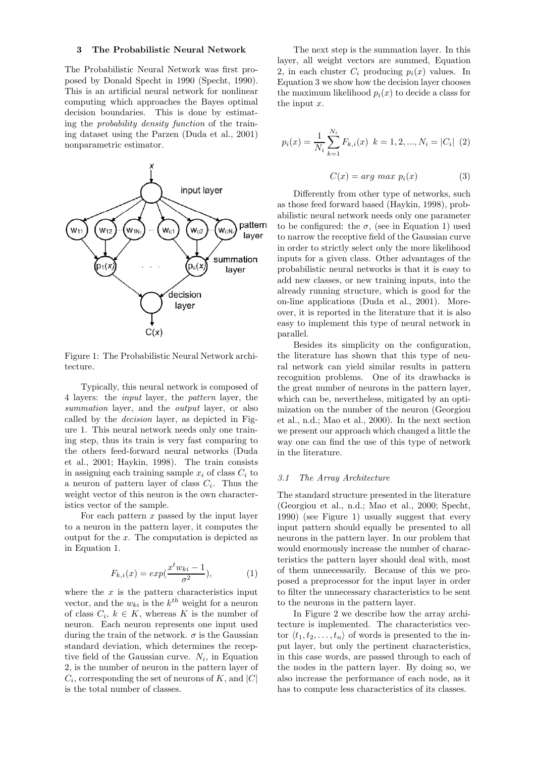## 3 The Probabilistic Neural Network

The Probabilistic Neural Network was first proposed by Donald Specht in 1990 (Specht, 1990). This is an artificial neural network for nonlinear computing which approaches the Bayes optimal decision boundaries. This is done by estimating the *probability density function* of the training dataset using the Parzen (Duda et al., 2001) nonparametric estimator.

Figure 1: The Probabilistic Neural Network architecture.

Typically, this neural network is composed of 4 layers: the *input* layer, the *pattern* layer, the *summation* layer, and the *output* layer, or also called by the *decision* layer, as depicted in Figure 1. This neural network needs only one training step, thus its train is very fast comparing to the others feed-forward neural networks (Duda et al., 2001; Haykin, 1998). The train consists in assigning each training sample $x_i$ of class $C_i$ to a neuron of pattern layer of class $C_i$. Thus the weight vector of this neuron is the own characteristics vector of the sample.

For each pattern $x$ passed by the input layer to a neuron in the pattern layer, it computes the output for the $x$. The computation is depicted as in Equation 1.

$$F_{k,i}(x) = exp(\frac{x^t w_{ki} - 1}{\sigma^2}), \quad (1)$$

where the $x$ is the pattern characteristics input vector, and the $w_{ki}$ is the $k^{th}$ weight for a neuron of class $C_i$, $k \in K$, whereas $K$ is the number of neuron. Each neuron represents one input used during the train of the network. $\sigma$ is the Gaussian standard deviation, which determines the receptive field of the Gaussian curve. $N_i$, in Equation 2, is the number of neuron in the pattern layer of $C_i$, corresponding the set of neurons of $K$, and $|C|$ is the total number of classes.

The next step is the summation layer. In this layer, all weight vectors are summed, Equation 2, in each cluster $C_i$ producing $p_i(x)$ values. In Equation 3 we show how the decision layer chooses the maximum likelihood $p_i(x)$ to decide a class for the input $x$.

$$p_i(x) = \frac{1}{N_i} \sum_{k=1}^{N_i} F_{k,i}(x) \ \ k = 1, 2, ..., N_i = |C_i| \quad (2)$$

$$C(x) = arg\ max\ p_i(x) \quad (3)$$

Differently from other type of networks, such as those feed forward based (Haykin, 1998), probabilistic neural network needs only one parameter to be configured: the $\sigma$, (see in Equation 1) used to narrow the receptive field of the Gaussian curve in order to strictly select only the more likelihood inputs for a given class. Other advantages of the probabilistic neural networks is that it is easy to add new classes, or new training inputs, into the already running structure, which is good for the on-line applications (Duda et al., 2001). Moreover, it is reported in the literature that it is also easy to implement this type of neural network in parallel.

Besides its simplicity on the configuration, the literature has shown that this type of neural network can yield similar results in pattern recognition problems. One of its drawbacks is the great number of neurons in the pattern layer, which can be, nevertheless, mitigated by an optimization on the number of the neuron (Georgiou et al., n.d.; Mao et al., 2000). In the next section we present our approach which changed a little the way one can find the use of this type of network in the literature.

### 3.1 The Array Architecture

The standard structure presented in the literature (Georgiou et al., n.d.; Mao et al., 2000; Specht, 1990) (see Figure 1) usually suggest that every input pattern should equally be presented to all neurons in the pattern layer. In our problem that would enormously increase the number of characteristics the pattern layer should deal with, most of them unnecessarily. Because of this we proposed a preprocessor for the input layer in order to filter the unnecessary characteristics to be sent to the neurons in the pattern layer.

In Figure 2 we describe how the array architecture is implemented. The characteristics vector $\langle t_1, t_2, \ldots, t_n \rangle$ of words is presented to the input layer, but only the pertinent characteristics, in this case words, are passed through to each of the nodes in the pattern layer. By doing so, we also increase the performance of each node, as it has to compute less characteristics of its classes.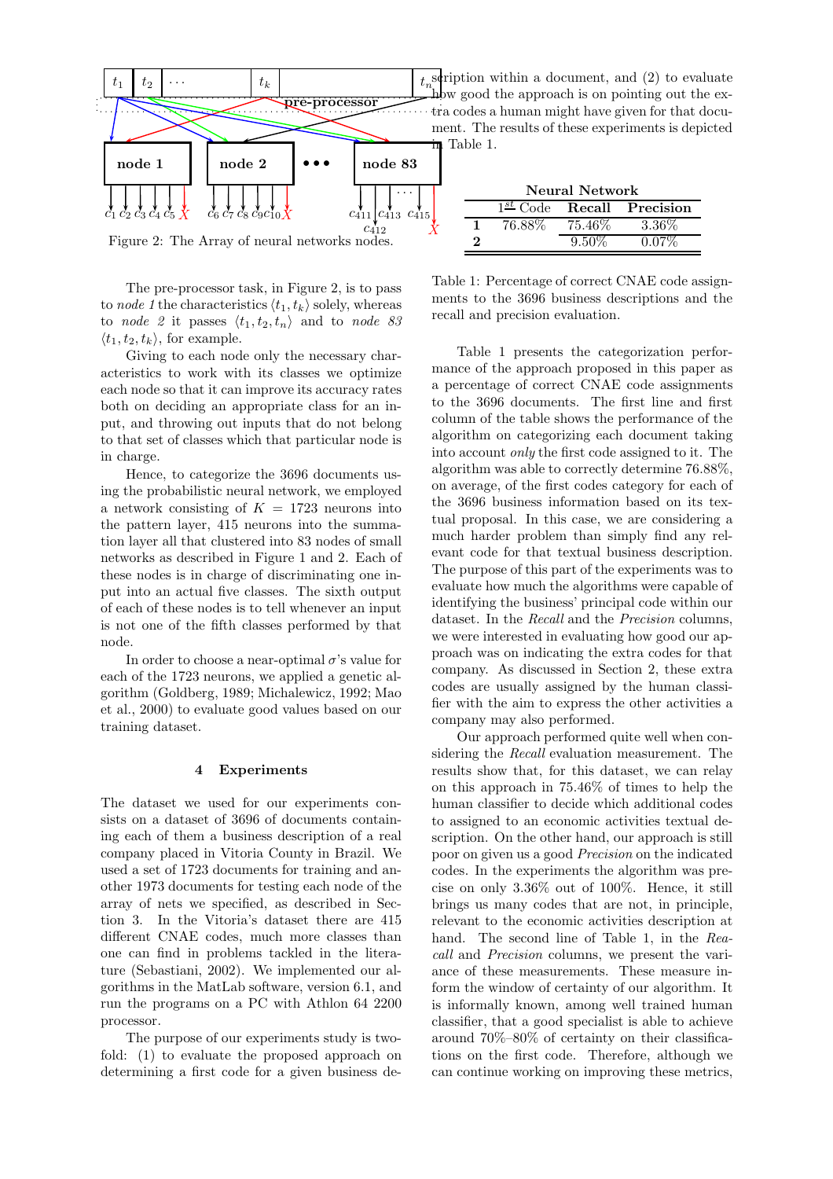Figure 2: The Array of neural networks nodes.

The pre-processor task, in Figure 2, is to pass to *node 1* the characteristics $\langle t_1, t_k \rangle$ solely, whereas to *node 2* it passes $\langle t_1, t_2, t_n \rangle$ and to *node 83* $\langle t_1, t_2, t_k \rangle$, for example.

Giving to each node only the necessary characteristics to work with its classes we optimize each node so that it can improve its accuracy rates both on deciding an appropriate class for an input, and throwing out inputs that do not belong to that set of classes which that particular node is in charge.

Hence, to categorize the 3696 documents using the probabilistic neural network, we employed a network consisting of $K = 1723$ neurons into the pattern layer, 415 neurons into the summation layer all that clustered into 83 nodes of small networks as described in Figure 1 and 2. Each of these nodes is in charge of discriminating one input into an actual five classes. The sixth output of each of these nodes is to tell whenever an input is not one of the fifth classes performed by that node.

In order to choose a near-optimal $\sigma$'s value for each of the 1723 neurons, we applied a genetic algorithm (Goldberg, 1989; Michalewicz, 1992; Mao et al., 2000) to evaluate good values based on our training dataset.

## 4 Experiments

The dataset we used for our experiments consists on a dataset of 3696 of documents containing each of them a business description of a real company placed in Vitoria County in Brazil. We used a set of 1723 documents for training and another 1973 documents for testing each node of the array of nets we specified, as described in Section 3. In the Vitoria's dataset there are 415 different CNAE codes, much more classes than one can find in problems tackled in the literature (Sebastiani, 2002). We implemented our algorithms in the MatLab software, version 6.1, and run the programs on a PC with Athlon 64 2200 processor.

The purpose of our experiments study is twofold: (1) to evaluate the proposed approach on determining a first code for a given business description within a document, and (2) to evaluate how good the approach is on pointing out the extra codes a human might have given for that document. The results of these experiments is depicted in Table 1.

| | Neural Network | | |
|---|---|---|---|
| | $1^{st}$ Code | **Recall** | **Precision** |
| **1** | 76.88% | 75.46% | 3.36% |
| **2** | | 9.50% | 0.07% |

Table 1: Percentage of correct CNAE code assignments to the 3696 business descriptions and the recall and precision evaluation.

Table 1 presents the categorization performance of the approach proposed in this paper as a percentage of correct CNAE code assignments to the 3696 documents. The first line and first column of the table shows the performance of the algorithm on categorizing each document taking into account *only* the first code assigned to it. The algorithm was able to correctly determine 76.88%, on average, of the first codes category for each of the 3696 business information based on its textual proposal. In this case, we are considering a much harder problem than simply find any relevant code for that textual business description. The purpose of this part of the experiments was to evaluate how much the algorithms were capable of identifying the business' principal code within our dataset. In the *Recall* and the *Precision* columns, we were interested in evaluating how good our approach was on indicating the extra codes for that company. As discussed in Section 2, these extra codes are usually assigned by the human classifier with the aim to express the other activities a company may also performed.

Our approach performed quite well when considering the *Recall* evaluation measurement. The results show that, for this dataset, we can relay on this approach in 75.46% of times to help the human classifier to decide which additional codes to assigned to an economic activities textual description. On the other hand, our approach is still poor on given us a good *Precision* on the indicated codes. In the experiments the algorithm was precise on only 3.36% out of 100%. Hence, it still brings us many codes that are not, in principle, relevant to the economic activities description at hand. The second line of Table 1, in the *Reacall* and *Precision* columns, we present the variance of these measurements. These measurements inform the window of certainty of our algorithm. It is informally known, among well trained human classifier, that a good specialist is able to achieve around 70%–80% of certainty on their classifications on the first code. Therefore, although we can continue working on improving these metrics,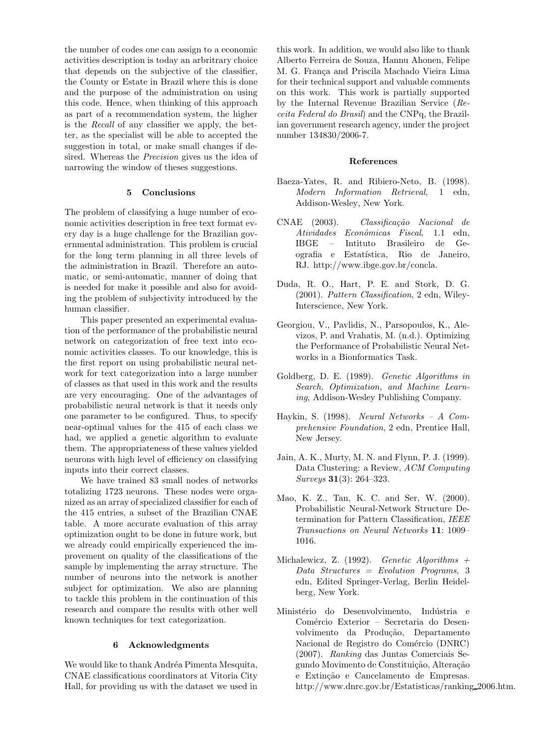the number of codes one can assign to a economic activities description is today an arbitrary choice that depends on the subjective of the classifier, the County or Estate in Brazil where this is done and the purpose of the administration on using this code. Hence, when thinking of this approach as part of a recommendation system, the higher is the *Recall* of any classifier we apply, the better, as the specialist will be able to accepted the suggestion in total, or make small changes if desired. Whereas the *Precision* gives us the idea of narrowing the window of theses suggestions.

## 5 Conclusions

The problem of classifying a huge number of economic activities description in free text format every day is a huge challenge for the Brazilian governmental administration. This problem is crucial for the long term planning in all three levels of the administration in Brazil. Therefore an automatic, or semi-automatic, manner of doing that is needed for make it possible and also for avoiding the problem of subjectivity introduced by the human classifier.

This paper presented an experimental evaluation of the performance of the probabilistic neural network on categorization of free text into economic activities classes. To our knowledge, this is the first report on using probabilistic neural network for text categorization into a large number of classes as that used in this work and the results are very encouraging. One of the advantages of probabilistic neural network is that it needs only one parameter to be configured. Thus, to specify near-optimal values for the 415 of each class we had, we applied a genetic algorithm to evaluate them. The appropriateness of these values yielded neurons with high level of efficiency on classifying inputs into their correct classes.

We have trained 83 small nodes of networks totalizing 1723 neurons. These nodes were organized as an array of specialized classifier for each of the 415 entries, a subset of the Brazilian CNAE table. A more accurate evaluation of this array optimization ought to be done in future work, but we already could empirically experienced the improvement on quality of the classifications of the sample by implementing the array structure. The number of neurons into the network is another subject for optimization. We also are planning to tackle this problem in the continuation of this research and compare the results with other well known techniques for text categorization.

## 6 Acknowledgments

We would like to thank Andréa Pimenta Mesquita, CNAE classifications coordinators at Vitoria City Hall, for providing us with the dataset we used in this work. In addition, we would also like to thank Alberto Ferreira de Souza, Hannu Ahonen, Felipe M. G. França and Priscila Machado Vieira Lima for their technical support and valuable comments on this work. This work is partially supported by the Internal Revenue Brazilian Service (*Receita Federal do Brasil*) and the CNPq, the Brazilian government research agency, under the project number 134830/2006-7.

## References

Baeza-Yates, R. and Ribiero-Neto, B. (1998). *Modern Information Retrieval*, 1 edn, Addison-Wesley, New York.

CNAE (2003). *Classificação Nacional de Atividades Econômicas Fiscal*, 1.1 edn, IBGE – Intituto Brasileiro de Geografia e Estatística, Rio de Janeiro, RJ. http://www.ibge.gov.br/concla.

Duda, R. O., Hart, P. E. and Stork, D. G. (2001). *Pattern Classification*, 2 edn, Wiley-Interscience, New York.

Georgiou, V., Pavlidis, N., Parsopoulos, K., Alevizos, P. and Vrahatis, M. (n.d.). Optimizing the Performance of Probabilistic Neural Networks in a Bionformatics Task.

Goldberg, D. E. (1989). *Genetic Algorithms in Search, Optimization, and Machine Learning*, Addison-Wesley Publishing Company.

Haykin, S. (1998). *Neural Networks – A Comprehensive Foundation*, 2 edn, Prentice Hall, New Jersey.

Jain, A. K., Murty, M. N. and Flynn, P. J. (1999). Data Clustering: a Review, *ACM Computing Surveys* **31**(3): 264–323.

Mao, K. Z., Tan, K. C. and Ser, W. (2000). Probabilistic Neural-Network Structure Determination for Pattern Classification, *IEEE Transactions on Neural Networks* **11**: 1009–1016.

Michalewicz, Z. (1992). *Genetic Algorithms + Data Structures = Evolution Programs*, 3 edn, Edited Springer-Verlag, Berlin Heidelberg, New York.

Ministério do Desenvolvimento, Indústria e Comércio Exterior – Secretaria do Desenvolvimento da Produção, Departamento Nacional de Registro do Comércio (DNRC) (2007). *Ranking* das Juntas Comerciais Segundo Movimento de Constituição, Alteração e Extinção e Cancelamento de Empresas. http://www.dnrc.gov.br/Estatisticas/ranking_2006.htm.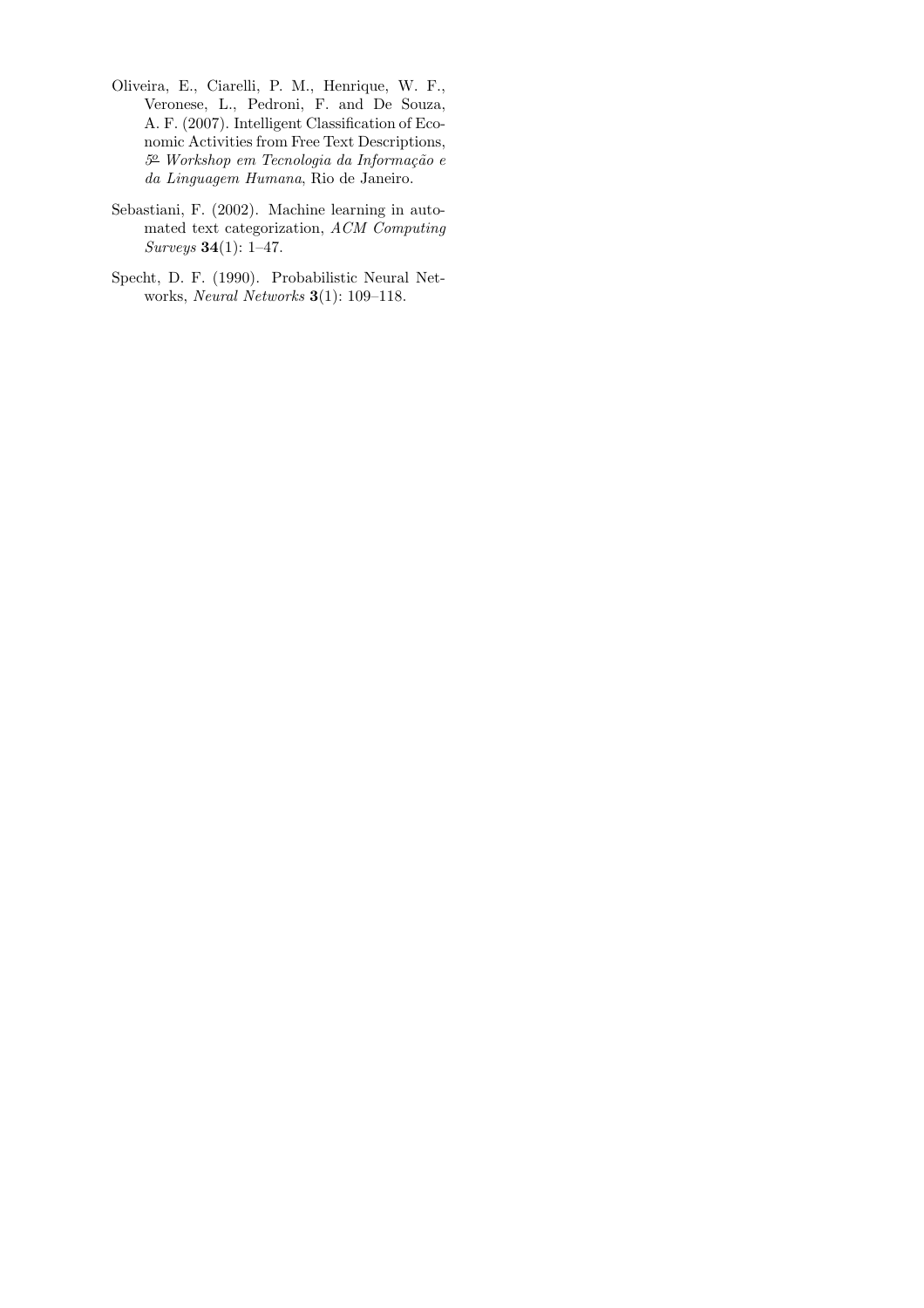Oliveira, E., Ciarelli, P. M., Henrique, W. F., Veronese, L., Pedroni, F. and De Souza, A. F. (2007). Intelligent Classification of Economic Activities from Free Text Descriptions, *5º Workshop em Tecnologia da Informação e da Linguagem Humana*, Rio de Janeiro.

Sebastiani, F. (2002). Machine learning in automated text categorization, *ACM Computing Surveys* **34**(1): 1–47.

Specht, D. F. (1990). Probabilistic Neural Networks, *Neural Networks* **3**(1): 109–118.